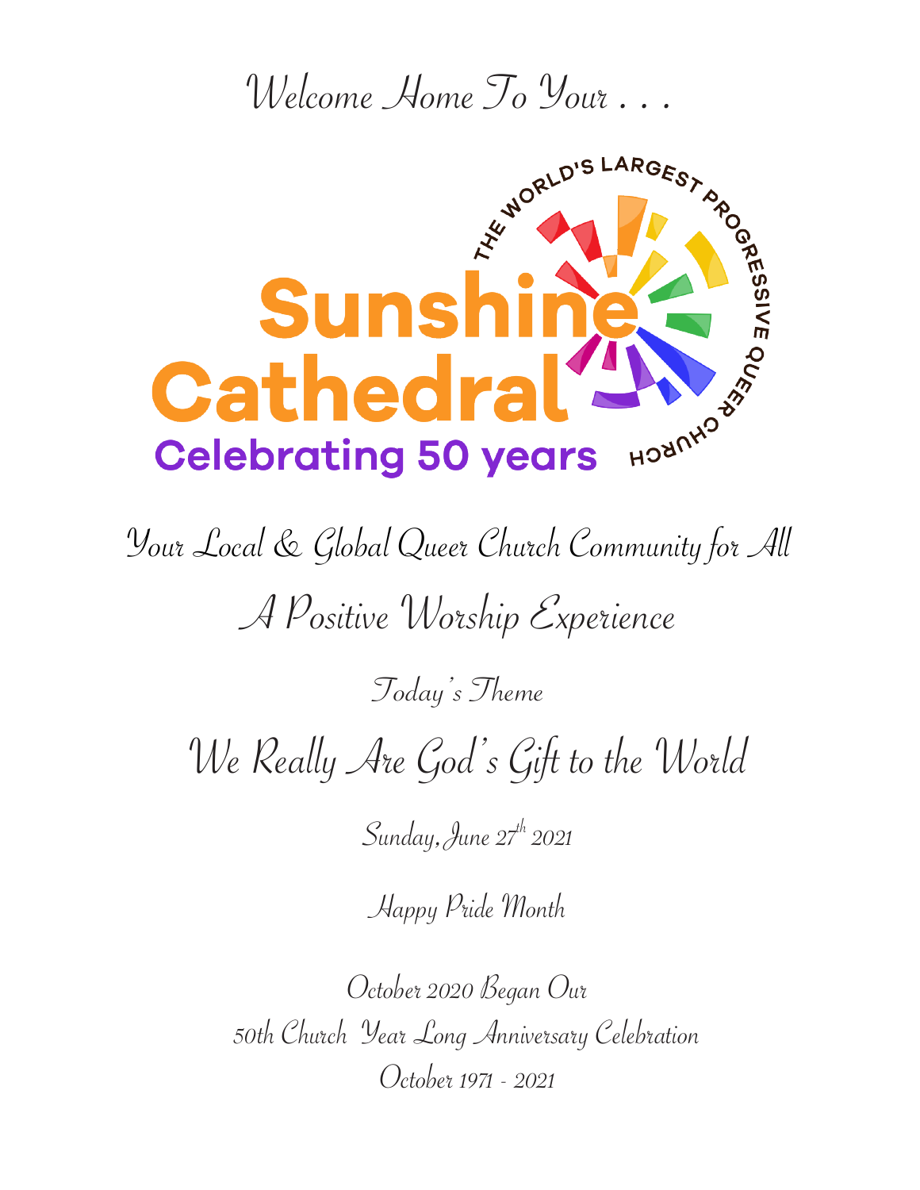Welcome Home To Your . . .

THE WORLD'S LARGEST PROGRESSIVE QUEER CHURCH

# Sunshine Cathedral

**Celebrating 50 years**

## Your Local & Global Queer Church Community for All

## A Positive Worship Experience

Today's Theme

# We Really Are God's Gift to the World

Sunday, June 27th 2021

Happy Pride Month

October 2020 Began Our
50th Church Year Long Anniversary Celebration
October 1971 - 2021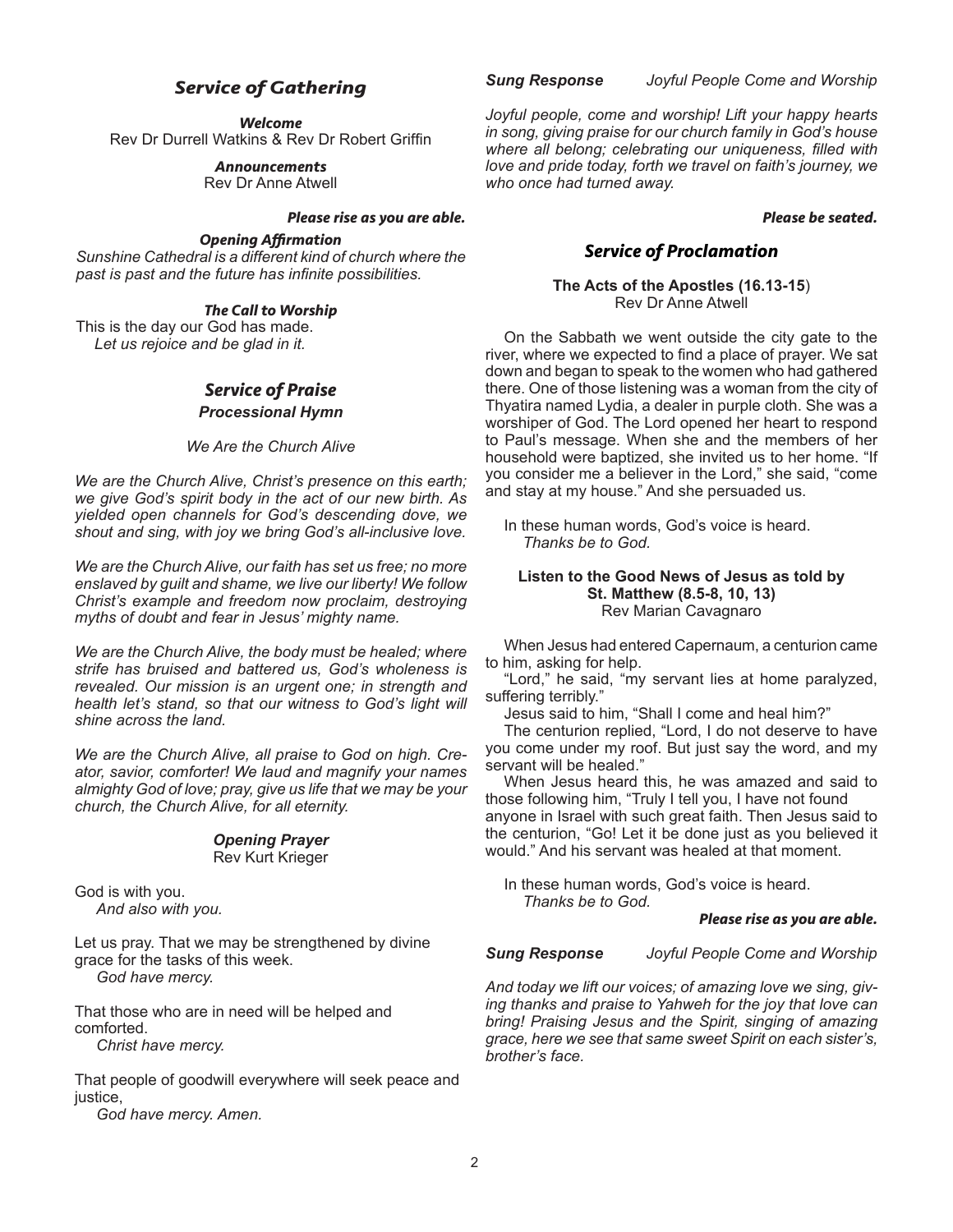## *Service of Gathering*

***Welcome***
Rev Dr Durrell Watkins & Rev Dr Robert Griffin

***Announcements***
Rev Dr Anne Atwell

***Please rise as you are able.***

***Opening Affirmation***

*Sunshine Cathedral is a different kind of church where the past is past and the future has infinite possibilities.*

***The Call to Worship***

This is the day our God has made.
*Let us rejoice and be glad in it.*

## *Service of Praise*

***Processional Hymn***

*We Are the Church Alive*

*We are the Church Alive, Christ's presence on this earth; we give God's spirit body in the act of our new birth. As yielded open channels for God's descending dove, we shout and sing, with joy we bring God's all-inclusive love.*

*We are the Church Alive, our faith has set us free; no more enslaved by guilt and shame, we live our liberty! We follow Christ's example and freedom now proclaim, destroying myths of doubt and fear in Jesus' mighty name.*

*We are the Church Alive, the body must be healed; where strife has bruised and battered us, God's wholeness is revealed. Our mission is an urgent one; in strength and health let's stand, so that our witness to God's light will shine across the land.*

*We are the Church Alive, all praise to God on high. Creator, savior, comforter! We laud and magnify your names almighty God of love; pray, give us life that we may be your church, the Church Alive, for all eternity.*

***Opening Prayer***
Rev Kurt Krieger

God is with you.
*And also with you.*

Let us pray. That we may be strengthened by divine grace for the tasks of this week.
*God have mercy.*

That those who are in need will be helped and comforted.
*Christ have mercy.*

That people of goodwill everywhere will seek peace and justice,
*God have mercy. Amen.*

***Sung Response*** *Joyful People Come and Worship*

*Joyful people, come and worship! Lift your happy hearts in song, giving praise for our church family in God's house where all belong; celebrating our uniqueness, filled with love and pride today, forth we travel on faith's journey, we who once had turned away.*

***Please be seated.***

## *Service of Proclamation*

**The Acts of the Apostles (16.13-15**)
Rev Dr Anne Atwell

On the Sabbath we went outside the city gate to the river, where we expected to find a place of prayer. We sat down and began to speak to the women who had gathered there. One of those listening was a woman from the city of Thyatira named Lydia, a dealer in purple cloth. She was a worshiper of God. The Lord opened her heart to respond to Paul's message. When she and the members of her household were baptized, she invited us to her home. "If you consider me a believer in the Lord," she said, "come and stay at my house." And she persuaded us.

In these human words, God's voice is heard.
*Thanks be to God.*

**Listen to the Good News of Jesus as told by St. Matthew (8.5-8, 10, 13)**
Rev Marian Cavagnaro

When Jesus had entered Capernaum, a centurion came to him, asking for help.

"Lord," he said, "my servant lies at home paralyzed, suffering terribly."

Jesus said to him, "Shall I come and heal him?"

The centurion replied, "Lord, I do not deserve to have you come under my roof. But just say the word, and my servant will be healed."

When Jesus heard this, he was amazed and said to those following him, "Truly I tell you, I have not found anyone in Israel with such great faith. Then Jesus said to the centurion, "Go! Let it be done just as you believed it would." And his servant was healed at that moment.

In these human words, God's voice is heard.
*Thanks be to God.*

***Please rise as you are able.***

***Sung Response*** *Joyful People Come and Worship*

*And today we lift our voices; of amazing love we sing, giving thanks and praise to Yahweh for the joy that love can bring! Praising Jesus and the Spirit, singing of amazing grace, here we see that same sweet Spirit on each sister's, brother's face.*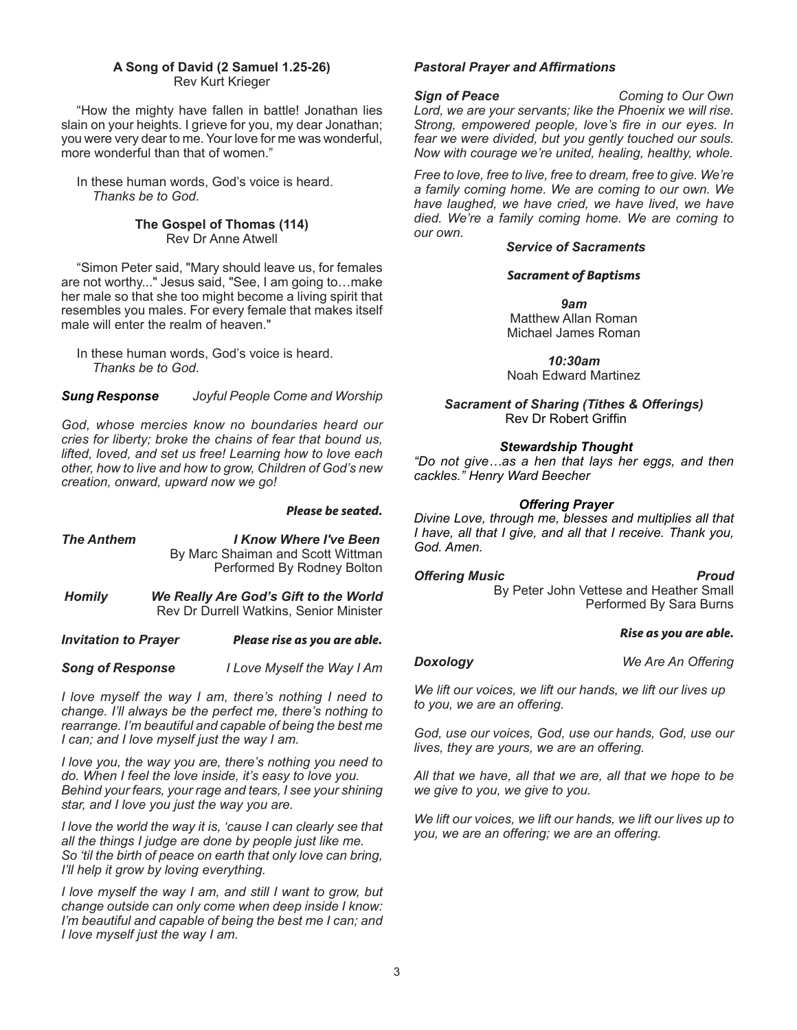**A Song of David (2 Samuel 1.25-26)**
Rev Kurt Krieger

"How the mighty have fallen in battle! Jonathan lies slain on your heights. I grieve for you, my dear Jonathan; you were very dear to me. Your love for me was wonderful, more wonderful than that of women."

In these human words, God's voice is heard.
*Thanks be to God.*

**The Gospel of Thomas (114)**
Rev Dr Anne Atwell

"Simon Peter said, "Mary should leave us, for females are not worthy..." Jesus said, "See, I am going to…make her male so that she too might become a living spirit that resembles you males. For every female that makes itself male will enter the realm of heaven."

In these human words, God's voice is heard.
*Thanks be to God.*

***Sung Response*** *Joyful People Come and Worship*

*God, whose mercies know no boundaries heard our cries for liberty; broke the chains of fear that bound us, lifted, loved, and set us free! Learning how to love each other, how to live and how to grow, Children of God's new creation, onward, upward now we go!*

***Please be seated.***

***The Anthem*** ***I Know Where I've Been***
By Marc Shaiman and Scott Wittman
Performed By Rodney Bolton

***Homily*** ***We Really Are God's Gift to the World***
Rev Dr Durrell Watkins, Senior Minister

***Invitation to Prayer*** ***Please rise as you are able.***

***Song of Response*** *I Love Myself the Way I Am*

*I love myself the way I am, there's nothing I need to change. I'll always be the perfect me, there's nothing to rearrange. I'm beautiful and capable of being the best me I can; and I love myself just the way I am.*

*I love you, the way you are, there's nothing you need to do. When I feel the love inside, it's easy to love you. Behind your fears, your rage and tears, I see your shining star, and I love you just the way you are.*

*I love the world the way it is, 'cause I can clearly see that all the things I judge are done by people just like me. So 'til the birth of peace on earth that only love can bring, I'll help it grow by loving everything.*

*I love myself the way I am, and still I want to grow, but change outside can only come when deep inside I know: I'm beautiful and capable of being the best me I can; and I love myself just the way I am.*

***Pastoral Prayer and Affirmations***

***Sign of Peace*** *Coming to Our Own*

*Lord, we are your servants; like the Phoenix we will rise. Strong, empowered people, love's fire in our eyes. In fear we were divided, but you gently touched our souls. Now with courage we're united, healing, healthy, whole.*

*Free to love, free to live, free to dream, free to give. We're a family coming home. We are coming to our own. We have laughed, we have cried, we have lived, we have died. We're a family coming home. We are coming to our own.*

***Service of Sacraments***

***Sacrament of Baptisms***

***9am***
Matthew Allan Roman
Michael James Roman

***10:30am***
Noah Edward Martinez

***Sacrament of Sharing (Tithes & Offerings)***
Rev Dr Robert Griffin

***Stewardship Thought***

*"Do not give…as a hen that lays her eggs, and then cackles." Henry Ward Beecher*

***Offering Prayer***

*Divine Love, through me, blesses and multiplies all that I have, all that I give, and all that I receive. Thank you, God. Amen.*

***Offering Music*** ***Proud***
By Peter John Vettese and Heather Small
Performed By Sara Burns

***Rise as you are able.***

***Doxology*** *We Are An Offering*

*We lift our voices, we lift our hands, we lift our lives up to you, we are an offering.*

*God, use our voices, God, use our hands, God, use our lives, they are yours, we are an offering.*

*All that we have, all that we are, all that we hope to be we give to you, we give to you.*

*We lift our voices, we lift our hands, we lift our lives up to you, we are an offering; we are an offering.*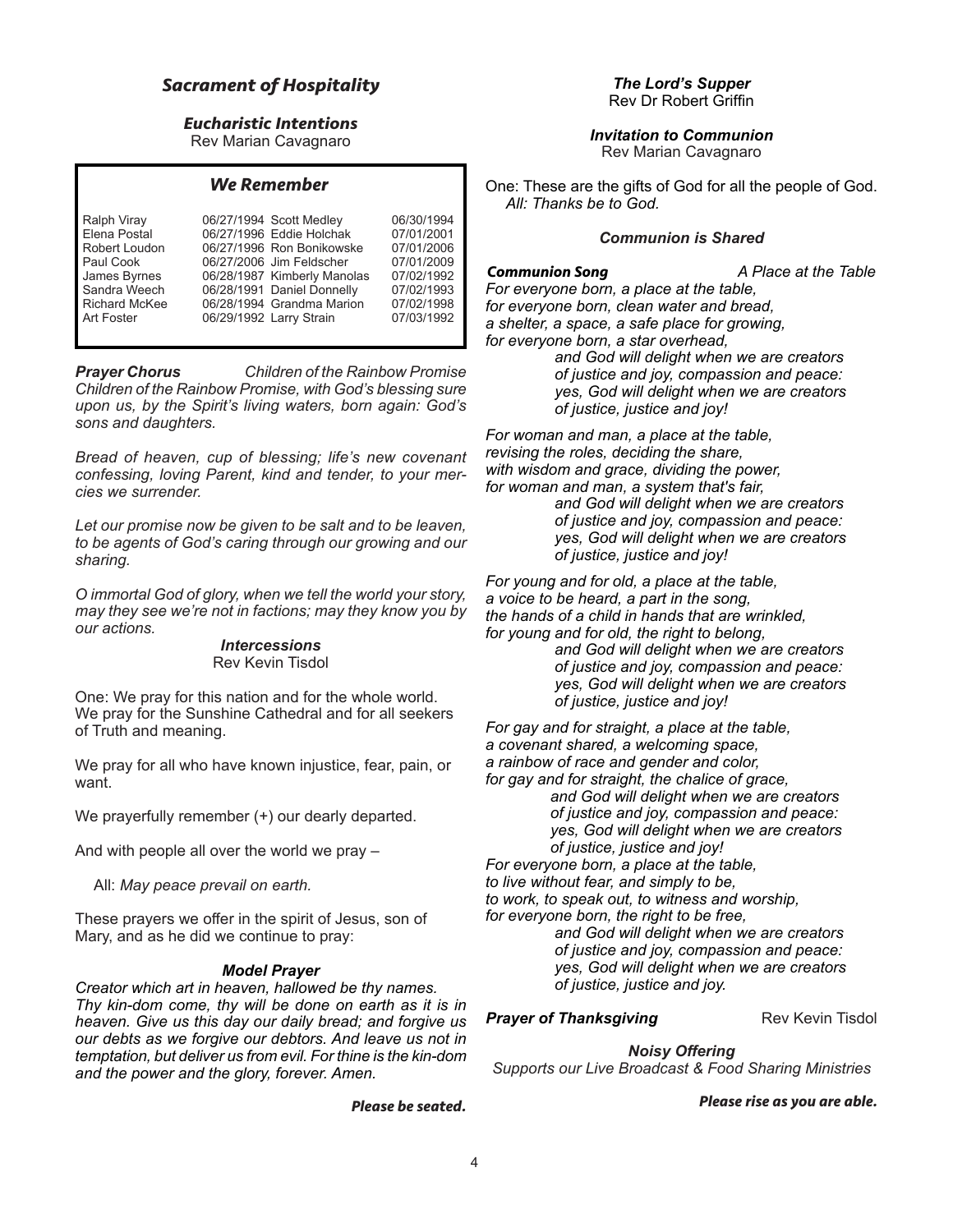## *Sacrament of Hospitality*

### *Eucharistic Intentions*

Rev Marian Cavagnaro

### *We Remember*

| | | | |
|---|---|---|---|
| Ralph Viray | 06/27/1994 | Scott Medley | 06/30/1994 |
| Elena Postal | 06/27/1996 | Eddie Holchak | 07/01/2001 |
| Robert Loudon | 06/27/1996 | Ron Bonikowske | 07/01/2006 |
| Paul Cook | 06/27/2006 | Jim Feldscher | 07/01/2009 |
| James Byrnes | 06/28/1987 | Kimberly Manolas | 07/02/1992 |
| Sandra Weech | 06/28/1991 | Daniel Donnelly | 07/02/1993 |
| Richard McKee | 06/28/1994 | Grandma Marion | 07/02/1998 |
| Art Foster | 06/29/1992 | Larry Strain | 07/03/1992 |

***Prayer Chorus*** *Children of the Rainbow Promise*

*Children of the Rainbow Promise, with God's blessing sure upon us, by the Spirit's living waters, born again: God's sons and daughters.*

*Bread of heaven, cup of blessing; life's new covenant confessing, loving Parent, kind and tender, to your mercies we surrender.*

*Let our promise now be given to be salt and to be leaven, to be agents of God's caring through our growing and our sharing.*

*O immortal God of glory, when we tell the world your story, may they see we're not in factions; may they know you by our actions.*

### *Intercessions*

Rev Kevin Tisdol

One: We pray for this nation and for the whole world. We pray for the Sunshine Cathedral and for all seekers of Truth and meaning.

We pray for all who have known injustice, fear, pain, or want.

We prayerfully remember (+) our dearly departed.

And with people all over the world we pray –

All: *May peace prevail on earth.*

These prayers we offer in the spirit of Jesus, son of Mary, and as he did we continue to pray:

### *Model Prayer*

*Creator which art in heaven, hallowed be thy names. Thy kin-dom come, thy will be done on earth as it is in heaven. Give us this day our daily bread; and forgive us our debts as we forgive our debtors. And leave us not in temptation, but deliver us from evil. For thine is the kin-dom and the power and the glory, forever. Amen.*

***Please be seated.***

### *The Lord's Supper*

Rev Dr Robert Griffin

### *Invitation to Communion*

Rev Marian Cavagnaro

One: These are the gifts of God for all the people of God.
*All: Thanks be to God.*

### *Communion is Shared*

***Communion Song*** *A Place at the Table*

*For everyone born, a place at the table,*
*for everyone born, clean water and bread,*
*a shelter, a space, a safe place for growing,*
*for everyone born, a star overhead,*
*and God will delight when we are creators*
*of justice and joy, compassion and peace:*
*yes, God will delight when we are creators*
*of justice, justice and joy!*

*For woman and man, a place at the table,*
*revising the roles, deciding the share,*
*with wisdom and grace, dividing the power,*
*for woman and man, a system that's fair,*
*and God will delight when we are creators*
*of justice and joy, compassion and peace:*
*yes, God will delight when we are creators*
*of justice, justice and joy!*

*For young and for old, a place at the table,*
*a voice to be heard, a part in the song,*
*the hands of a child in hands that are wrinkled,*
*for young and for old, the right to belong,*
*and God will delight when we are creators*
*of justice and joy, compassion and peace:*
*yes, God will delight when we are creators*
*of justice, justice and joy!*

*For gay and for straight, a place at the table,*
*a covenant shared, a welcoming space,*
*a rainbow of race and gender and color,*
*for gay and for straight, the chalice of grace,*
*and God will delight when we are creators*
*of justice and joy, compassion and peace:*
*yes, God will delight when we are creators*
*of justice, justice and joy!*
*For everyone born, a place at the table,*
*to live without fear, and simply to be,*
*to work, to speak out, to witness and worship,*
*for everyone born, the right to be free,*
*and God will delight when we are creators*
*of justice and joy, compassion and peace:*
*yes, God will delight when we are creators*
*of justice, justice and joy.*

***Prayer of Thanksgiving*** Rev Kevin Tisdol

### *Noisy Offering*

*Supports our Live Broadcast & Food Sharing Ministries*

***Please rise as you are able.***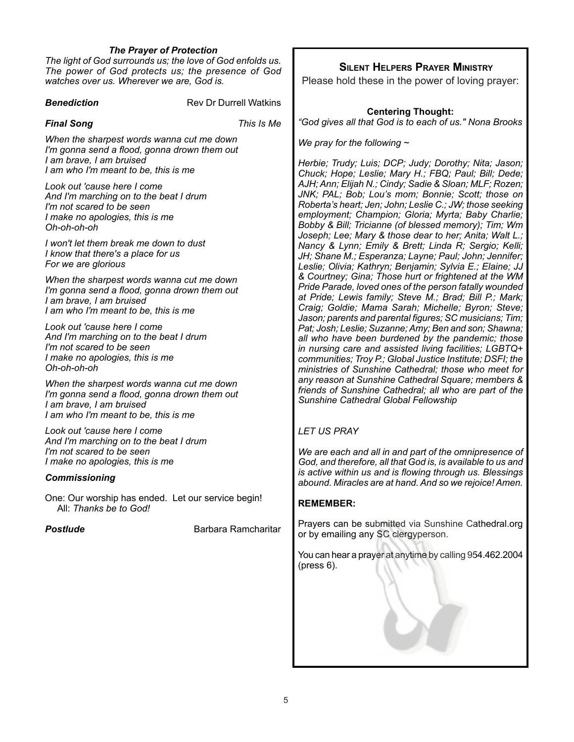### *The Prayer of Protection*

*The light of God surrounds us; the love of God enfolds us. The power of God protects us; the presence of God watches over us. Wherever we are, God is.*

***Benediction*** Rev Dr Durrell Watkins

***Final Song*** *This Is Me*

*When the sharpest words wanna cut me down*
*I'm gonna send a flood, gonna drown them out*
*I am brave, I am bruised*
*I am who I'm meant to be, this is me*

*Look out 'cause here I come*
*And I'm marching on to the beat I drum*
*I'm not scared to be seen*
*I make no apologies, this is me*
*Oh-oh-oh-oh*

*I won't let them break me down to dust*
*I know that there's a place for us*
*For we are glorious*

*When the sharpest words wanna cut me down*
*I'm gonna send a flood, gonna drown them out*
*I am brave, I am bruised*
*I am who I'm meant to be, this is me*

*Look out 'cause here I come*
*And I'm marching on to the beat I drum*
*I'm not scared to be seen*
*I make no apologies, this is me*
*Oh-oh-oh-oh*

*When the sharpest words wanna cut me down*
*I'm gonna send a flood, gonna drown them out*
*I am brave, I am bruised*
*I am who I'm meant to be, this is me*

*Look out 'cause here I come*
*And I'm marching on to the beat I drum*
*I'm not scared to be seen*
*I make no apologies, this is me*

***Commissioning***

One: Our worship has ended. Let our service begin!
All: *Thanks be to God!*

***Postlude*** Barbara Ramcharitar

## Silent Helpers Prayer Ministry

Please hold these in the power of loving prayer:

**Centering Thought:**
*"God gives all that God is to each of us." Nona Brooks*

*We pray for the following ~*

*Herbie; Trudy; Luis; DCP; Judy; Dorothy; Nita; Jason; Chuck; Hope; Leslie; Mary H.; FBQ; Paul; Bill; Dede; AJH; Ann; Elijah N.; Cindy; Sadie & Sloan; MLF; Rozen; JNK; PAL; Bob; Lou's mom; Bonnie; Scott; those on Roberta's heart; Jen; John; Leslie C.; JW; those seeking employment; Champion; Gloria; Myrta; Baby Charlie; Bobby & Bill; Tricianne (of blessed memory); Tim; Wm Joseph; Lee; Mary & those dear to her; Anita; Walt L.; Nancy & Lynn; Emily & Brett; Linda R; Sergio; Kelli; JH; Shane M.; Esperanza; Layne; Paul; John; Jennifer; Leslie; Olivia; Kathryn; Benjamin; Sylvia E.; Elaine; JJ & Courtney; Gina; Those hurt or frightened at the WM Pride Parade, loved ones of the person fatally wounded at Pride; Lewis family; Steve M.; Brad; Bill P.; Mark; Craig; Goldie; Mama Sarah; Michelle; Byron; Steve; Jason; parents and parental figures; SC musicians; Tim; Pat; Josh; Leslie; Suzanne; Amy; Ben and son; Shawna; all who have been burdened by the pandemic; those in nursing care and assisted living facilities; LGBTQ+ communities; Troy P.; Global Justice Institute; DSFI; the ministries of Sunshine Cathedral; those who meet for any reason at Sunshine Cathedral Square; members & friends of Sunshine Cathedral; all who are part of the Sunshine Cathedral Global Fellowship*

*LET US PRAY*

*We are each and all in and part of the omnipresence of God, and therefore, all that God is, is available to us and is active within us and is flowing through us. Blessings abound. Miracles are at hand. And so we rejoice! Amen.*

**REMEMBER:**

Prayers can be submitted via Sunshine Cathedral.org or by emailing any SC clergyperson.

You can hear a prayer at anytime by calling 954.462.2004 (press 6).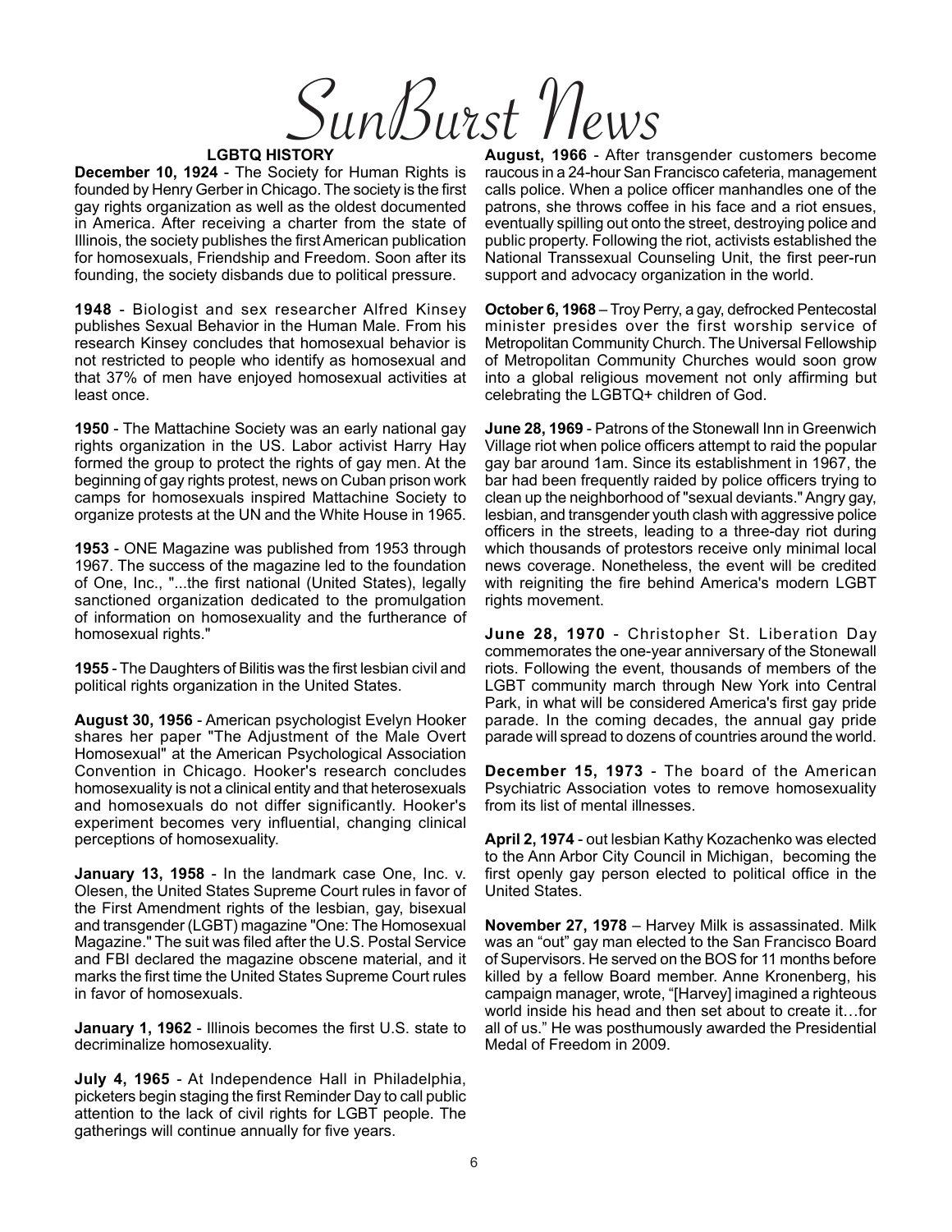# SunBurst News

## LGBTQ HISTORY

**December 10, 1924** - The Society for Human Rights is founded by Henry Gerber in Chicago. The society is the first gay rights organization as well as the oldest documented in America. After receiving a charter from the state of Illinois, the society publishes the first American publication for homosexuals, Friendship and Freedom. Soon after its founding, the society disbands due to political pressure.

**1948** - Biologist and sex researcher Alfred Kinsey publishes Sexual Behavior in the Human Male. From his research Kinsey concludes that homosexual behavior is not restricted to people who identify as homosexual and that 37% of men have enjoyed homosexual activities at least once.

**1950** - The Mattachine Society was an early national gay rights organization in the US. Labor activist Harry Hay formed the group to protect the rights of gay men. At the beginning of gay rights protest, news on Cuban prison work camps for homosexuals inspired Mattachine Society to organize protests at the UN and the White House in 1965.

**1953** - ONE Magazine was published from 1953 through 1967. The success of the magazine led to the foundation of One, Inc., "...the first national (United States), legally sanctioned organization dedicated to the promulgation of information on homosexuality and the furtherance of homosexual rights."

**1955** - The Daughters of Bilitis was the first lesbian civil and political rights organization in the United States.

**August 30, 1956** - American psychologist Evelyn Hooker shares her paper "The Adjustment of the Male Overt Homosexual" at the American Psychological Association Convention in Chicago. Hooker's research concludes homosexuality is not a clinical entity and that heterosexuals and homosexuals do not differ significantly. Hooker's experiment becomes very influential, changing clinical perceptions of homosexuality.

**January 13, 1958** - In the landmark case One, Inc. v. Olesen, the United States Supreme Court rules in favor of the First Amendment rights of the lesbian, gay, bisexual and transgender (LGBT) magazine "One: The Homosexual Magazine." The suit was filed after the U.S. Postal Service and FBI declared the magazine obscene material, and it marks the first time the United States Supreme Court rules in favor of homosexuals.

**January 1, 1962** - Illinois becomes the first U.S. state to decriminalize homosexuality.

**July 4, 1965** - At Independence Hall in Philadelphia, picketers begin staging the first Reminder Day to call public attention to the lack of civil rights for LGBT people. The gatherings will continue annually for five years.

**August, 1966** - After transgender customers become raucous in a 24-hour San Francisco cafeteria, management calls police. When a police officer manhandles one of the patrons, she throws coffee in his face and a riot ensues, eventually spilling out onto the street, destroying police and public property. Following the riot, activists established the National Transsexual Counseling Unit, the first peer-run support and advocacy organization in the world.

**October 6, 1968** – Troy Perry, a gay, defrocked Pentecostal minister presides over the first worship service of Metropolitan Community Church. The Universal Fellowship of Metropolitan Community Churches would soon grow into a global religious movement not only affirming but celebrating the LGBTQ+ children of God.

**June 28, 1969** - Patrons of the Stonewall Inn in Greenwich Village riot when police officers attempt to raid the popular gay bar around 1am. Since its establishment in 1967, the bar had been frequently raided by police officers trying to clean up the neighborhood of "sexual deviants." Angry gay, lesbian, and transgender youth clash with aggressive police officers in the streets, leading to a three-day riot during which thousands of protestors receive only minimal local news coverage. Nonetheless, the event will be credited with reigniting the fire behind America's modern LGBT rights movement.

**June 28, 1970** - Christopher St. Liberation Day commemorates the one-year anniversary of the Stonewall riots. Following the event, thousands of members of the LGBT community march through New York into Central Park, in what will be considered America's first gay pride parade. In the coming decades, the annual gay pride parade will spread to dozens of countries around the world.

**December 15, 1973** - The board of the American Psychiatric Association votes to remove homosexuality from its list of mental illnesses.

**April 2, 1974** - out lesbian Kathy Kozachenko was elected to the Ann Arbor City Council in Michigan, becoming the first openly gay person elected to political office in the United States.

**November 27, 1978** – Harvey Milk is assassinated. Milk was an "out" gay man elected to the San Francisco Board of Supervisors. He served on the BOS for 11 months before killed by a fellow Board member. Anne Kronenberg, his campaign manager, wrote, "[Harvey] imagined a righteous world inside his head and then set about to create it…for all of us." He was posthumously awarded the Presidential Medal of Freedom in 2009.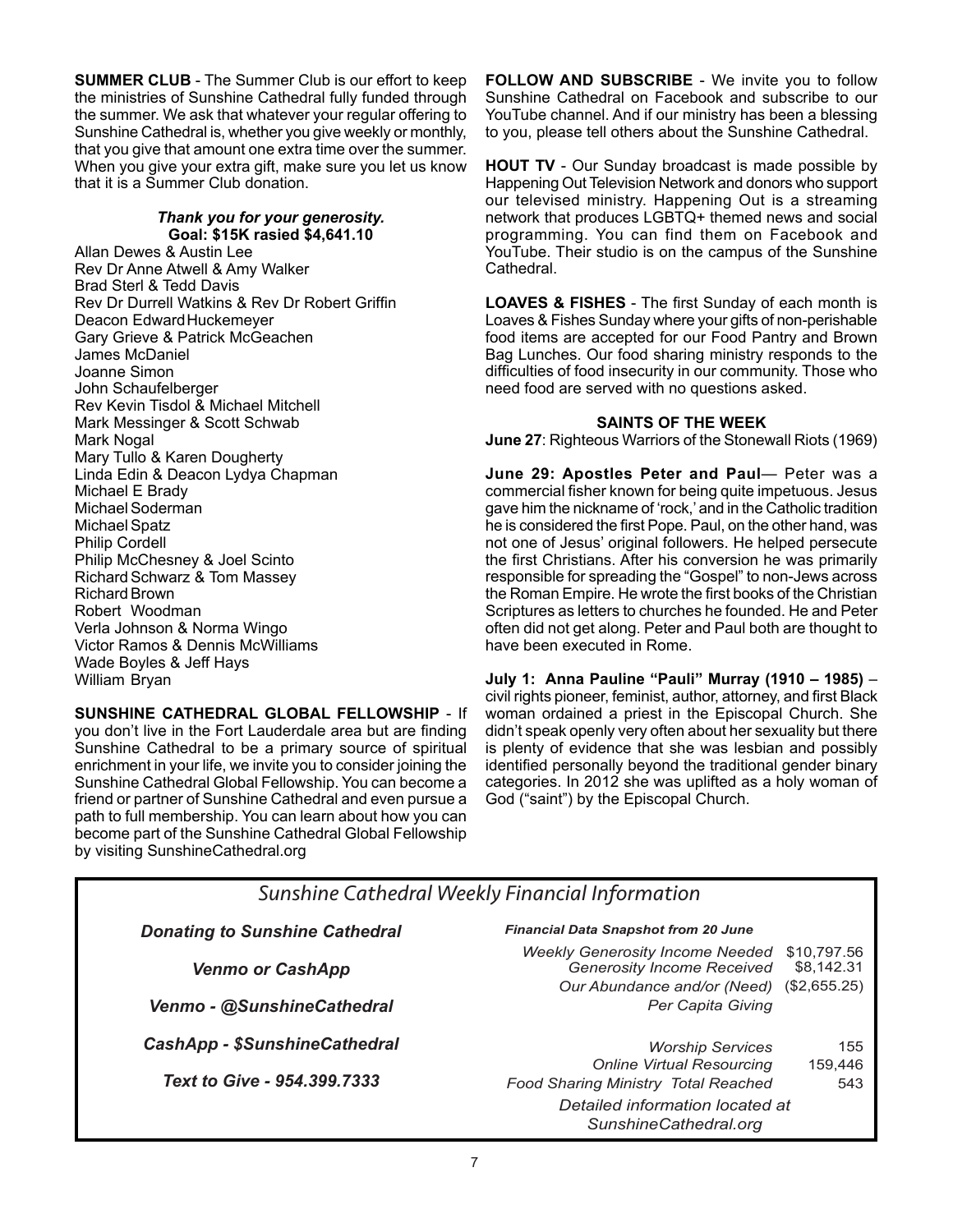**SUMMER CLUB** - The Summer Club is our effort to keep the ministries of Sunshine Cathedral fully funded through the summer. We ask that whatever your regular offering to Sunshine Cathedral is, whether you give weekly or monthly, that you give that amount one extra time over the summer. When you give your extra gift, make sure you let us know that it is a Summer Club donation.

***Thank you for your generosity.***
**Goal: $15K rasied $4,641.10**

Allan Dewes & Austin Lee
Rev Dr Anne Atwell & Amy Walker
Brad Sterl & Tedd Davis
Rev Dr Durrell Watkins & Rev Dr Robert Griffin
Deacon Edward Huckemeyer
Gary Grieve & Patrick McGeachen
James McDaniel
Joanne Simon
John Schaufelberger
Rev Kevin Tisdol & Michael Mitchell
Mark Messinger & Scott Schwab
Mark Nogal
Mary Tullo & Karen Dougherty
Linda Edin & Deacon Lydya Chapman
Michael E Brady
Michael Soderman
Michael Spatz
Philip Cordell
Philip McChesney & Joel Scinto
Richard Schwarz & Tom Massey
Richard Brown
Robert Woodman
Verla Johnson & Norma Wingo
Victor Ramos & Dennis McWilliams
Wade Boyles & Jeff Hays
William Bryan

**SUNSHINE CATHEDRAL GLOBAL FELLOWSHIP** - If you don't live in the Fort Lauderdale area but are finding Sunshine Cathedral to be a primary source of spiritual enrichment in your life, we invite you to consider joining the Sunshine Cathedral Global Fellowship. You can become a friend or partner of Sunshine Cathedral and even pursue a path to full membership. You can learn about how you can become part of the Sunshine Cathedral Global Fellowship by visiting SunshineCathedral.org

**FOLLOW AND SUBSCRIBE** - We invite you to follow Sunshine Cathedral on Facebook and subscribe to our YouTube channel. And if our ministry has been a blessing to you, please tell others about the Sunshine Cathedral.

**HOUT TV** - Our Sunday broadcast is made possible by Happening Out Television Network and donors who support our televised ministry. Happening Out is a streaming network that produces LGBTQ+ themed news and social programming. You can find them on Facebook and YouTube. Their studio is on the campus of the Sunshine Cathedral.

**LOAVES & FISHES** - The first Sunday of each month is Loaves & Fishes Sunday where your gifts of non-perishable food items are accepted for our Food Pantry and Brown Bag Lunches. Our food sharing ministry responds to the difficulties of food insecurity in our community. Those who need food are served with no questions asked.

**SAINTS OF THE WEEK**

**June 27**: Righteous Warriors of the Stonewall Riots (1969)

**June 29: Apostles Peter and Paul**— Peter was a commercial fisher known for being quite impetuous. Jesus gave him the nickname of 'rock,' and in the Catholic tradition he is considered the first Pope. Paul, on the other hand, was not one of Jesus' original followers. He helped persecute the first Christians. After his conversion he was primarily responsible for spreading the "Gospel" to non-Jews across the Roman Empire. He wrote the first books of the Christian Scriptures as letters to churches he founded. He and Peter often did not get along. Peter and Paul both are thought to have been executed in Rome.

**July 1: Anna Pauline "Pauli" Murray (1910 – 1985)** – civil rights pioneer, feminist, author, attorney, and first Black woman ordained a priest in the Episcopal Church. She didn't speak openly very often about her sexuality but there is plenty of evidence that she was lesbian and possibly identified personally beyond the traditional gender binary categories. In 2012 she was uplifted as a holy woman of God ("saint") by the Episcopal Church.

## *Sunshine Cathedral Weekly Financial Information*

***Donating to Sunshine Cathedral***

***Venmo or CashApp***

***Venmo - @SunshineCathedral***

***CashApp - $SunshineCathedral***

***Text to Give - 954.399.7333***

***Financial Data Snapshot from 20 June***

| | |
|---|---|
| *Weekly Generosity Income Needed* | $10,797.56 |
| *Generosity Income Received* | $8,142.31 |
| *Our Abundance and/or (Need)* | ($2,655.25) |
| *Per Capita Giving* | |
| *Worship Services* | 155 |
| *Online Virtual Resourcing* | 159,446 |
| *Food Sharing Ministry Total Reached* | 543 |

*Detailed information located at SunshineCathedral.org*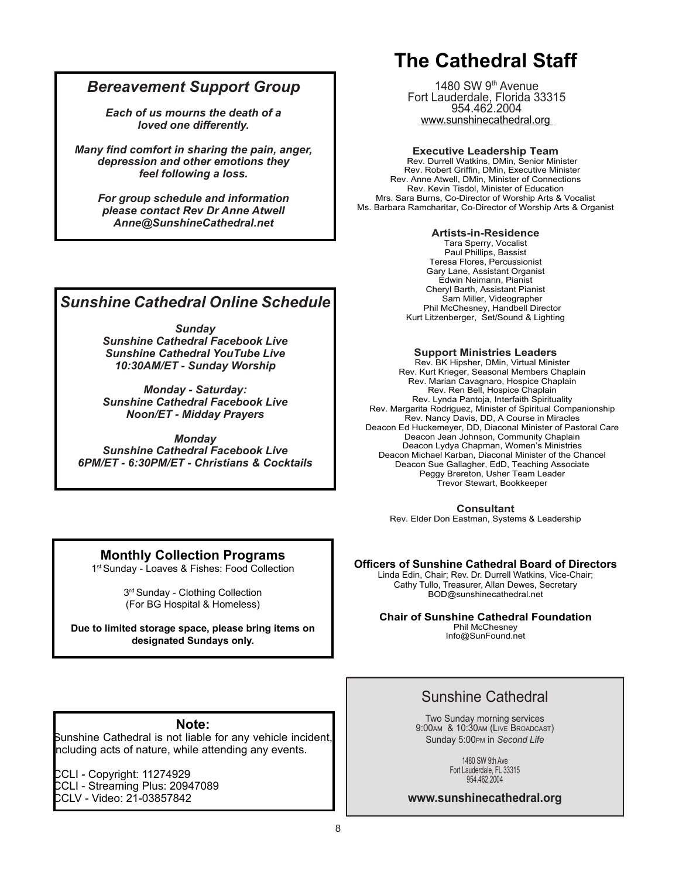## *Bereavement Support Group*

***Each of us mourns the death of a loved one differently.***

***Many find comfort in sharing the pain, anger, depression and other emotions they feel following a loss.***

***For group schedule and information please contact Rev Dr Anne Atwell Anne@SunshineCathedral.net***

## *Sunshine Cathedral Online Schedule*

***Sunday***
***Sunshine Cathedral Facebook Live***
***Sunshine Cathedral YouTube Live***
***10:30AM/ET - Sunday Worship***

***Monday - Saturday:***
***Sunshine Cathedral Facebook Live***
***Noon/ET - Midday Prayers***

***Monday***
***Sunshine Cathedral Facebook Live***
***6PM/ET - 6:30PM/ET - Christians & Cocktails***

### Monthly Collection Programs

1st Sunday - Loaves & Fishes: Food Collection

3rd Sunday - Clothing Collection
(For BG Hospital & Homeless)

**Due to limited storage space, please bring items on designated Sundays only.**

### Note:

Sunshine Cathedral is not liable for any vehicle incident, including acts of nature, while attending any events.

CCLI - Copyright: 11274929
CCLI - Streaming Plus: 20947089
CCLV - Video: 21-03857842

# The Cathedral Staff

1480 SW 9th Avenue
Fort Lauderdale, Florida 33315
954.462.2004
www.sunshinecathedral.org

**Executive Leadership Team**
Rev. Durrell Watkins, DMin, Senior Minister
Rev. Robert Griffin, DMin, Executive Minister
Rev. Anne Atwell, DMin, Minister of Connections
Rev. Kevin Tisdol, Minister of Education
Mrs. Sara Burns, Co-Director of Worship Arts & Vocalist
Ms. Barbara Ramcharitar, Co-Director of Worship Arts & Organist

**Artists-in-Residence**
Tara Sperry, Vocalist
Paul Phillips, Bassist
Teresa Flores, Percussionist
Gary Lane, Assistant Organist
Edwin Neimann, Pianist
Cheryl Barth, Assistant Pianist
Sam Miller, Videographer
Phil McChesney, Handbell Director
Kurt Litzenberger, Set/Sound & Lighting

**Support Ministries Leaders**
Rev. BK Hipsher, DMin, Virtual Minister
Rev. Kurt Krieger, Seasonal Members Chaplain
Rev. Marian Cavagnaro, Hospice Chaplain
Rev. Ren Bell, Hospice Chaplain
Rev. Lynda Pantoja, Interfaith Spirituality
Rev. Margarita Rodriguez, Minister of Spiritual Companionship
Rev. Nancy Davis, DD, A Course in Miracles
Deacon Ed Huckemeyer, DD, Diaconal Minister of Pastoral Care
Deacon Jean Johnson, Community Chaplain
Deacon Lydya Chapman, Women's Ministries
Deacon Michael Karban, Diaconal Minister of the Chancel
Deacon Sue Gallagher, EdD, Teaching Associate
Peggy Brereton, Usher Team Leader
Trevor Stewart, Bookkeeper

**Consultant**
Rev. Elder Don Eastman, Systems & Leadership

**Officers of Sunshine Cathedral Board of Directors**
Linda Edin, Chair; Rev. Dr. Durrell Watkins, Vice-Chair;
Cathy Tullo, Treasurer, Allan Dewes, Secretary
BOD@sunshinecathedral.net

**Chair of Sunshine Cathedral Foundation**
Phil McChesney
Info@SunFound.net

## Sunshine Cathedral

Two Sunday morning services
9:00AM & 10:30AM (LIVE BROADCAST)
Sunday 5:00PM in *Second Life*

1480 SW 9th Ave
Fort Lauderdale, FL 33315
954.462.2004

**www.sunshinecathedral.org**